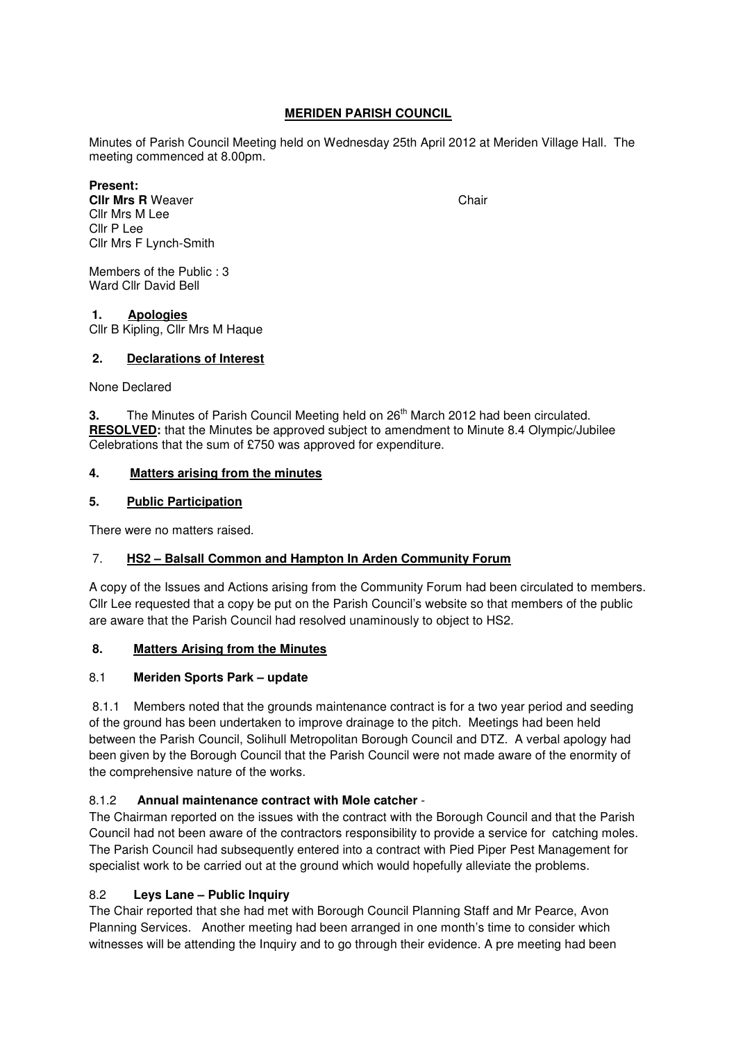# MERIDEN PARISH COUNCIL

Minutes of Parish Council Meeting held on Wednesday 25th April 2012 at Meriden Village Hall. The meeting commenced at 8.00pm.

**Present:**
**Cllr Mrs R** Weaver Chair
Cllr Mrs M Lee
Cllr P Lee
Cllr Mrs F Lynch-Smith

Members of the Public : 3
Ward Cllr David Bell

## 1. Apologies

Cllr B Kipling, Cllr Mrs M Haque

## 2. Declarations of Interest

None Declared

**3.** The Minutes of Parish Council Meeting held on 26th March 2012 had been circulated.
**RESOLVED:** that the Minutes be approved subject to amendment to Minute 8.4 Olympic/Jubilee Celebrations that the sum of £750 was approved for expenditure.

## 4. Matters arising from the minutes

## 5. Public Participation

There were no matters raised.

## 7. HS2 – Balsall Common and Hampton In Arden Community Forum

A copy of the Issues and Actions arising from the Community Forum had been circulated to members. Cllr Lee requested that a copy be put on the Parish Council's website so that members of the public are aware that the Parish Council had resolved unaminously to object to HS2.

## 8. Matters Arising from the Minutes

### 8.1 Meriden Sports Park – update

8.1.1 Members noted that the grounds maintenance contract is for a two year period and seeding of the ground has been undertaken to improve drainage to the pitch. Meetings had been held between the Parish Council, Solihull Metropolitan Borough Council and DTZ. A verbal apology had been given by the Borough Council that the Parish Council were not made aware of the enormity of the comprehensive nature of the works.

8.1.2 **Annual maintenance contract with Mole catcher** -
The Chairman reported on the issues with the contract with the Borough Council and that the Parish Council had not been aware of the contractors responsibility to provide a service for catching moles. The Parish Council had subsequently entered into a contract with Pied Piper Pest Management for specialist work to be carried out at the ground which would hopefully alleviate the problems.

### 8.2 Leys Lane – Public Inquiry

The Chair reported that she had met with Borough Council Planning Staff and Mr Pearce, Avon Planning Services. Another meeting had been arranged in one month's time to consider which witnesses will be attending the Inquiry and to go through their evidence. A pre meeting had been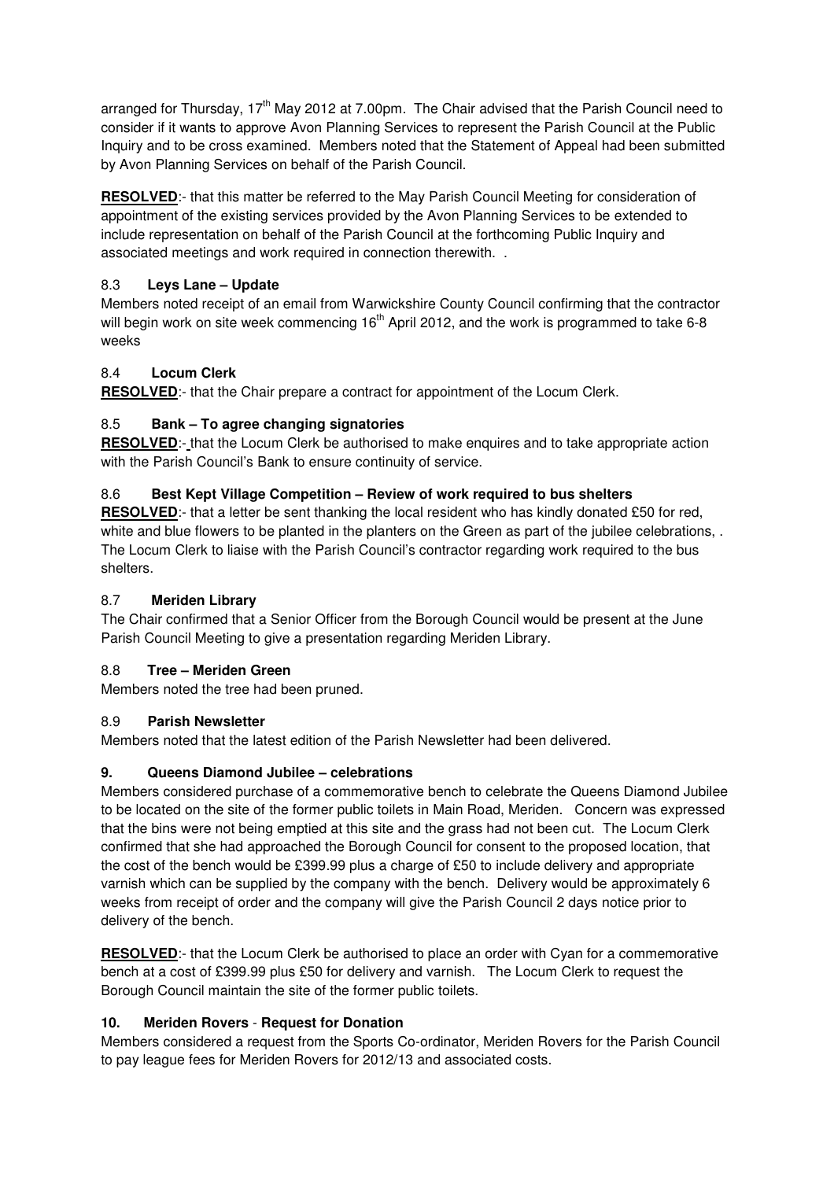arranged for Thursday, 17th May 2012 at 7.00pm. The Chair advised that the Parish Council need to consider if it wants to approve Avon Planning Services to represent the Parish Council at the Public Inquiry and to be cross examined. Members noted that the Statement of Appeal had been submitted by Avon Planning Services on behalf of the Parish Council.

**RESOLVED**:- that this matter be referred to the May Parish Council Meeting for consideration of appointment of the existing services provided by the Avon Planning Services to be extended to include representation on behalf of the Parish Council at the forthcoming Public Inquiry and associated meetings and work required in connection therewith. .

### 8.3 Leys Lane – Update

Members noted receipt of an email from Warwickshire County Council confirming that the contractor will begin work on site week commencing 16th April 2012, and the work is programmed to take 6-8 weeks

### 8.4 Locum Clerk

**RESOLVED**:- that the Chair prepare a contract for appointment of the Locum Clerk.

### 8.5 Bank – To agree changing signatories

**RESOLVED**:- that the Locum Clerk be authorised to make enquires and to take appropriate action with the Parish Council's Bank to ensure continuity of service.

### 8.6 Best Kept Village Competition – Review of work required to bus shelters

**RESOLVED**:- that a letter be sent thanking the local resident who has kindly donated £50 for red, white and blue flowers to be planted in the planters on the Green as part of the jubilee celebrations, . The Locum Clerk to liaise with the Parish Council's contractor regarding work required to the bus shelters.

### 8.7 Meriden Library

The Chair confirmed that a Senior Officer from the Borough Council would be present at the June Parish Council Meeting to give a presentation regarding Meriden Library.

### 8.8 Tree – Meriden Green

Members noted the tree had been pruned.

### 8.9 Parish Newsletter

Members noted that the latest edition of the Parish Newsletter had been delivered.

## 9. Queens Diamond Jubilee – celebrations

Members considered purchase of a commemorative bench to celebrate the Queens Diamond Jubilee to be located on the site of the former public toilets in Main Road, Meriden. Concern was expressed that the bins were not being emptied at this site and the grass had not been cut. The Locum Clerk confirmed that she had approached the Borough Council for consent to the proposed location, that the cost of the bench would be £399.99 plus a charge of £50 to include delivery and appropriate varnish which can be supplied by the company with the bench. Delivery would be approximately 6 weeks from receipt of order and the company will give the Parish Council 2 days notice prior to delivery of the bench.

**RESOLVED**:- that the Locum Clerk be authorised to place an order with Cyan for a commemorative bench at a cost of £399.99 plus £50 for delivery and varnish. The Locum Clerk to request the Borough Council maintain the site of the former public toilets.

## 10. Meriden Rovers - Request for Donation

Members considered a request from the Sports Co-ordinator, Meriden Rovers for the Parish Council to pay league fees for Meriden Rovers for 2012/13 and associated costs.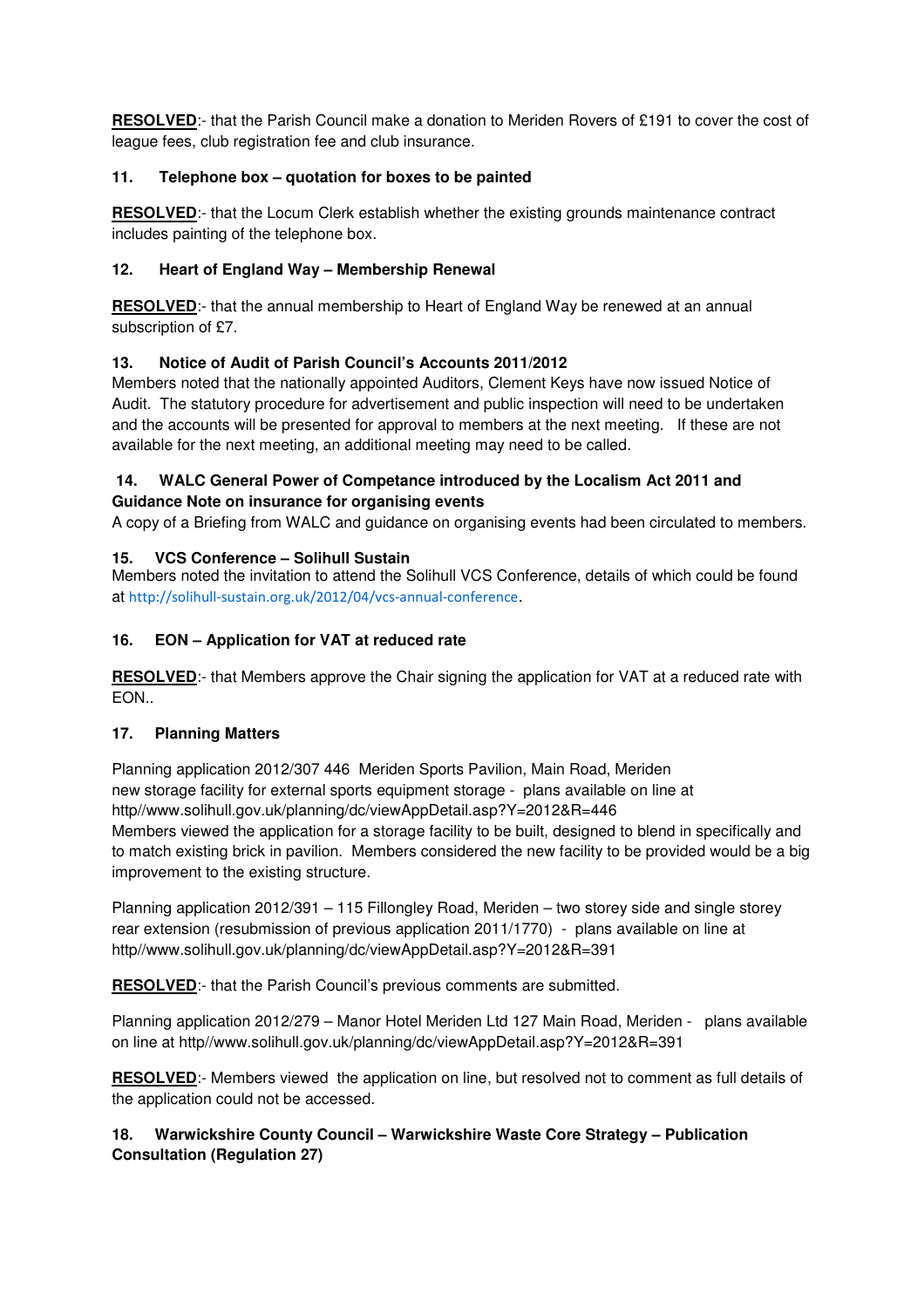**RESOLVED**:- that the Parish Council make a donation to Meriden Rovers of £191 to cover the cost of league fees, club registration fee and club insurance.

**11. Telephone box – quotation for boxes to be painted**

**RESOLVED**:- that the Locum Clerk establish whether the existing grounds maintenance contract includes painting of the telephone box.

**12. Heart of England Way – Membership Renewal**

**RESOLVED**:- that the annual membership to Heart of England Way be renewed at an annual subscription of £7.

**13. Notice of Audit of Parish Council's Accounts 2011/2012**

Members noted that the nationally appointed Auditors, Clement Keys have now issued Notice of Audit. The statutory procedure for advertisement and public inspection will need to be undertaken and the accounts will be presented for approval to members at the next meeting. If these are not available for the next meeting, an additional meeting may need to be called.

**14. WALC General Power of Competance introduced by the Localism Act 2011 and Guidance Note on insurance for organising events**

A copy of a Briefing from WALC and guidance on organising events had been circulated to members.

**15. VCS Conference – Solihull Sustain**

Members noted the invitation to attend the Solihull VCS Conference, details of which could be found at http://solihull-sustain.org.uk/2012/04/vcs-annual-conference.

**16. EON – Application for VAT at reduced rate**

**RESOLVED**:- that Members approve the Chair signing the application for VAT at a reduced rate with EON..

**17. Planning Matters**

Planning application 2012/307 446 Meriden Sports Pavilion, Main Road, Meriden new storage facility for external sports equipment storage - plans available on line at http//www.solihull.gov.uk/planning/dc/viewAppDetail.asp?Y=2012&R=446
Members viewed the application for a storage facility to be built, designed to blend in specifically and to match existing brick in pavilion. Members considered the new facility to be provided would be a big improvement to the existing structure.

Planning application 2012/391 – 115 Fillongley Road, Meriden – two storey side and single storey rear extension (resubmission of previous application 2011/1770) - plans available on line at http//www.solihull.gov.uk/planning/dc/viewAppDetail.asp?Y=2012&R=391

**RESOLVED**:- that the Parish Council's previous comments are submitted.

Planning application 2012/279 – Manor Hotel Meriden Ltd 127 Main Road, Meriden - plans available on line at http//www.solihull.gov.uk/planning/dc/viewAppDetail.asp?Y=2012&R=391

**RESOLVED**:- Members viewed the application on line, but resolved not to comment as full details of the application could not be accessed.

**18. Warwickshire County Council – Warwickshire Waste Core Strategy – Publication Consultation (Regulation 27)**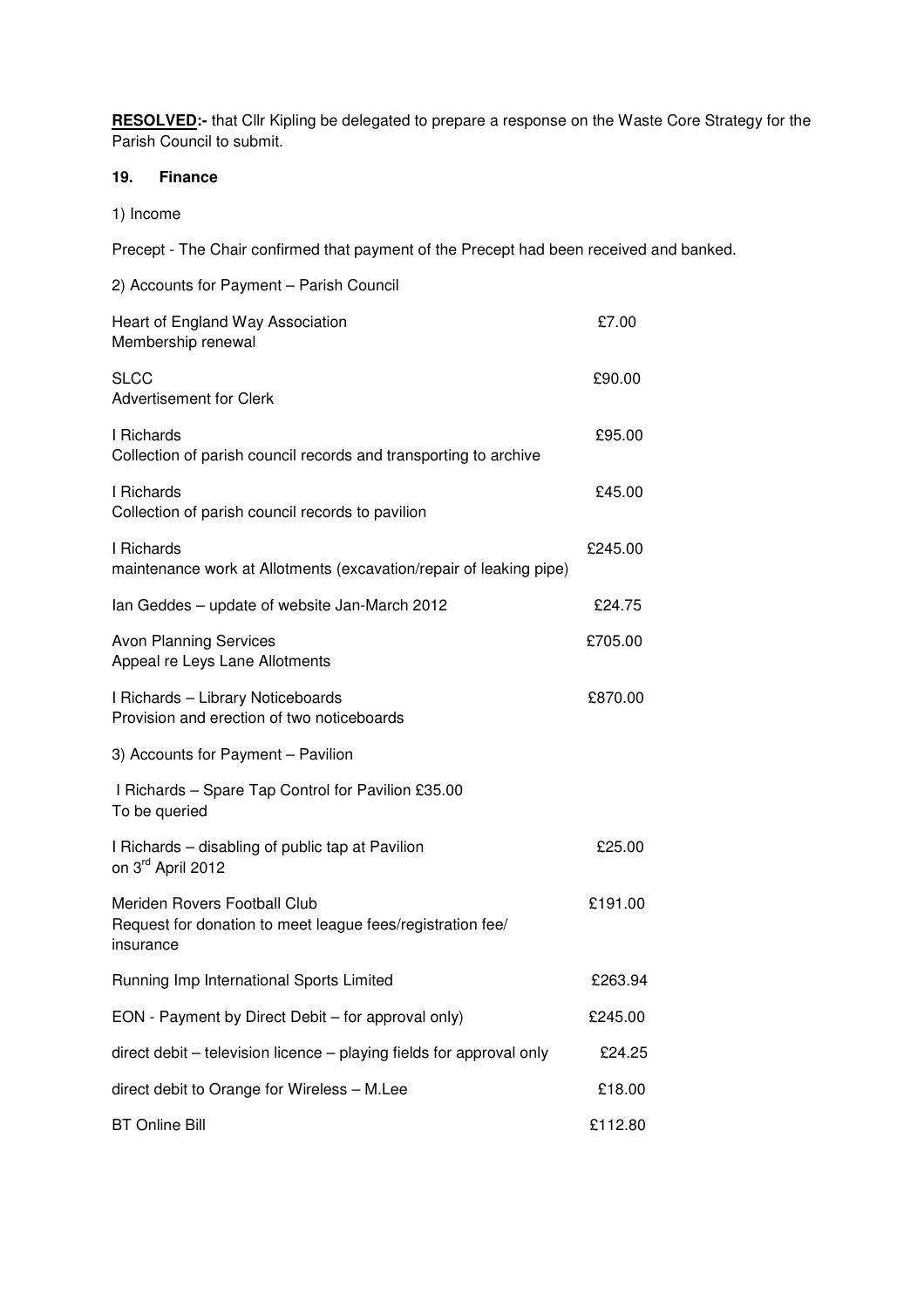**RESOLVED:-** that Cllr Kipling be delegated to prepare a response on the Waste Core Strategy for the Parish Council to submit.

### 19. Finance

1) Income

Precept - The Chair confirmed that payment of the Precept had been received and banked.

2) Accounts for Payment – Parish Council

| | |
|---|---|
| Heart of England Way Association<br>Membership renewal | £7.00 |
| SLCC<br>Advertisement for Clerk | £90.00 |
| I Richards<br>Collection of parish council records and transporting to archive | £95.00 |
| I Richards<br>Collection of parish council records to pavilion | £45.00 |
| I Richards<br>maintenance work at Allotments (excavation/repair of leaking pipe) | £245.00 |
| Ian Geddes – update of website Jan-March 2012 | £24.75 |
| Avon Planning Services<br>Appeal re Leys Lane Allotments | £705.00 |
| I Richards – Library Noticeboards<br>Provision and erection of two noticeboards | £870.00 |

3) Accounts for Payment – Pavilion

| | |
|---|---|
| I Richards – Spare Tap Control for Pavilion £35.00<br>To be queried | |
| I Richards – disabling of public tap at Pavilion<br>on 3rd April 2012 | £25.00 |
| Meriden Rovers Football Club<br>Request for donation to meet league fees/registration fee/<br>insurance | £191.00 |
| Running Imp International Sports Limited | £263.94 |
| EON - Payment by Direct Debit – for approval only) | £245.00 |
| direct debit – television licence – playing fields for approval only | £24.25 |
| direct debit to Orange for Wireless – M.Lee | £18.00 |
| BT Online Bill | £112.80 |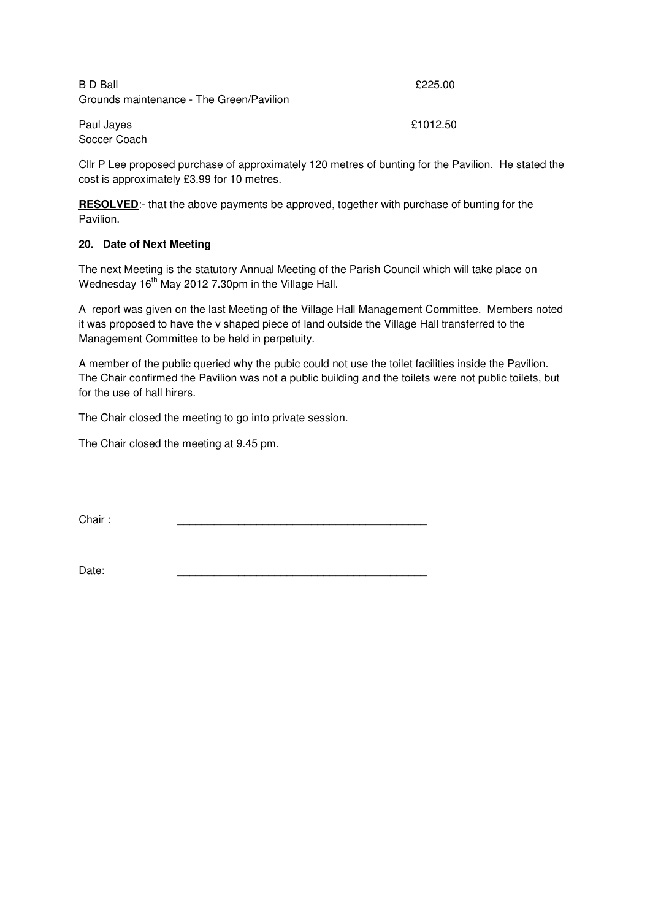| | |
|---|---|
| B D Ball<br>Grounds maintenance - The Green/Pavilion | £225.00 |
| Paul Jayes<br>Soccer Coach | £1012.50 |

Cllr P Lee proposed purchase of approximately 120 metres of bunting for the Pavilion. He stated the cost is approximately £3.99 for 10 metres.

**RESOLVED**:- that the above payments be approved, together with purchase of bunting for the Pavilion.

**20. Date of Next Meeting**

The next Meeting is the statutory Annual Meeting of the Parish Council which will take place on Wednesday 16th May 2012 7.30pm in the Village Hall.

A report was given on the last Meeting of the Village Hall Management Committee. Members noted it was proposed to have the v shaped piece of land outside the Village Hall transferred to the Management Committee to be held in perpetuity.

A member of the public queried why the pubic could not use the toilet facilities inside the Pavilion. The Chair confirmed the Pavilion was not a public building and the toilets were not public toilets, but for the use of hall hirers.

The Chair closed the meeting to go into private session.

The Chair closed the meeting at 9.45 pm.

Chair : \_\_\_\_\_\_\_\_\_\_\_\_\_\_\_\_\_\_\_\_\_\_\_\_\_\_\_\_\_\_\_\_\_\_\_\_\_\_\_\_

Date: \_\_\_\_\_\_\_\_\_\_\_\_\_\_\_\_\_\_\_\_\_\_\_\_\_\_\_\_\_\_\_\_\_\_\_\_\_\_\_\_